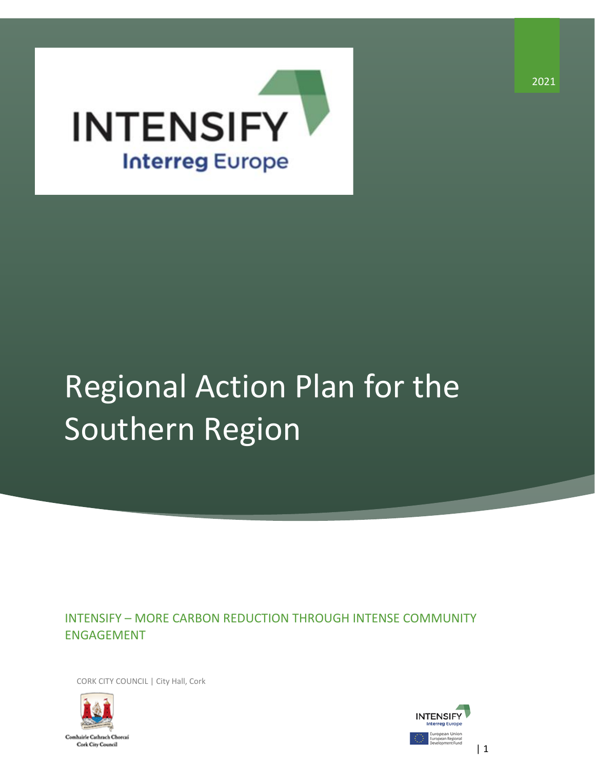2021

INTENSIFY

Interreg Europe

# Regional Action Plan for the Southern Region

INTENSIFY – MORE CARBON REDUCTION THROUGH INTENSE COMMUNITY ENGAGEMENT

CORK CITY COUNCIL | City Hall, Cork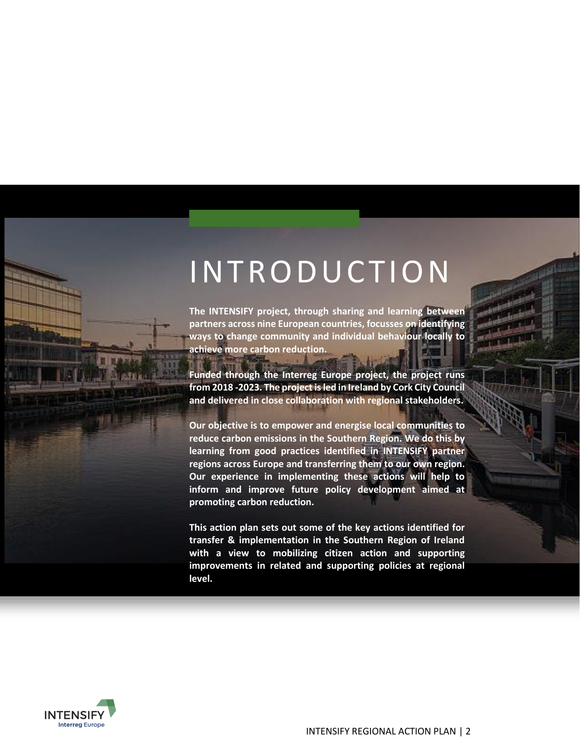# INTRODUCTION

**The INTENSIFY project, through sharing and learning between partners across nine European countries, focusses on identifying ways to change community and individual behaviour locally to achieve more carbon reduction.**

**Funded through the Interreg Europe project, the project runs from 2018 -2023. The project is led in Ireland by Cork City Council and delivered in close collaboration with regional stakeholders.**

**Our objective is to empower and energise local communities to reduce carbon emissions in the Southern Region. We do this by learning from good practices identified in INTENSIFY partner regions across Europe and transferring them to our own region. Our experience in implementing these actions will help to inform and improve future policy development aimed at promoting carbon reduction.**

**This action plan sets out some of the key actions identified for transfer & implementation in the Southern Region of Ireland with a view to mobilizing citizen action and supporting improvements in related and supporting policies at regional level.**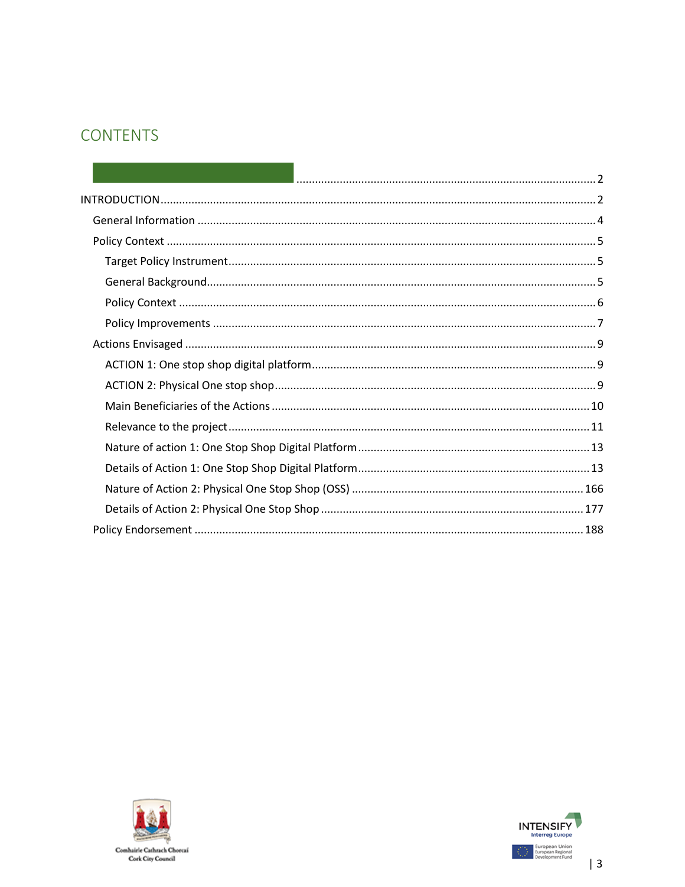# CONTENTS

| | |
|---|---|
| | 2 |
| INTRODUCTION | 2 |
| General Information | 4 |
| Policy Context | 5 |
| Target Policy Instrument | 5 |
| General Background | 5 |
| Policy Context | 6 |
| Policy Improvements | 7 |
| Actions Envisaged | 9 |
| ACTION 1: One stop shop digital platform | 9 |
| ACTION 2: Physical One stop shop | 9 |
| Main Beneficiaries of the Actions | 10 |
| Relevance to the project | 11 |
| Nature of action 1: One Stop Shop Digital Platform | 13 |
| Details of Action 1: One Stop Shop Digital Platform | 13 |
| Nature of Action 2: Physical One Stop Shop (OSS) | 166 |
| Details of Action 2: Physical One Stop Shop | 177 |
| Policy Endorsement | 188 |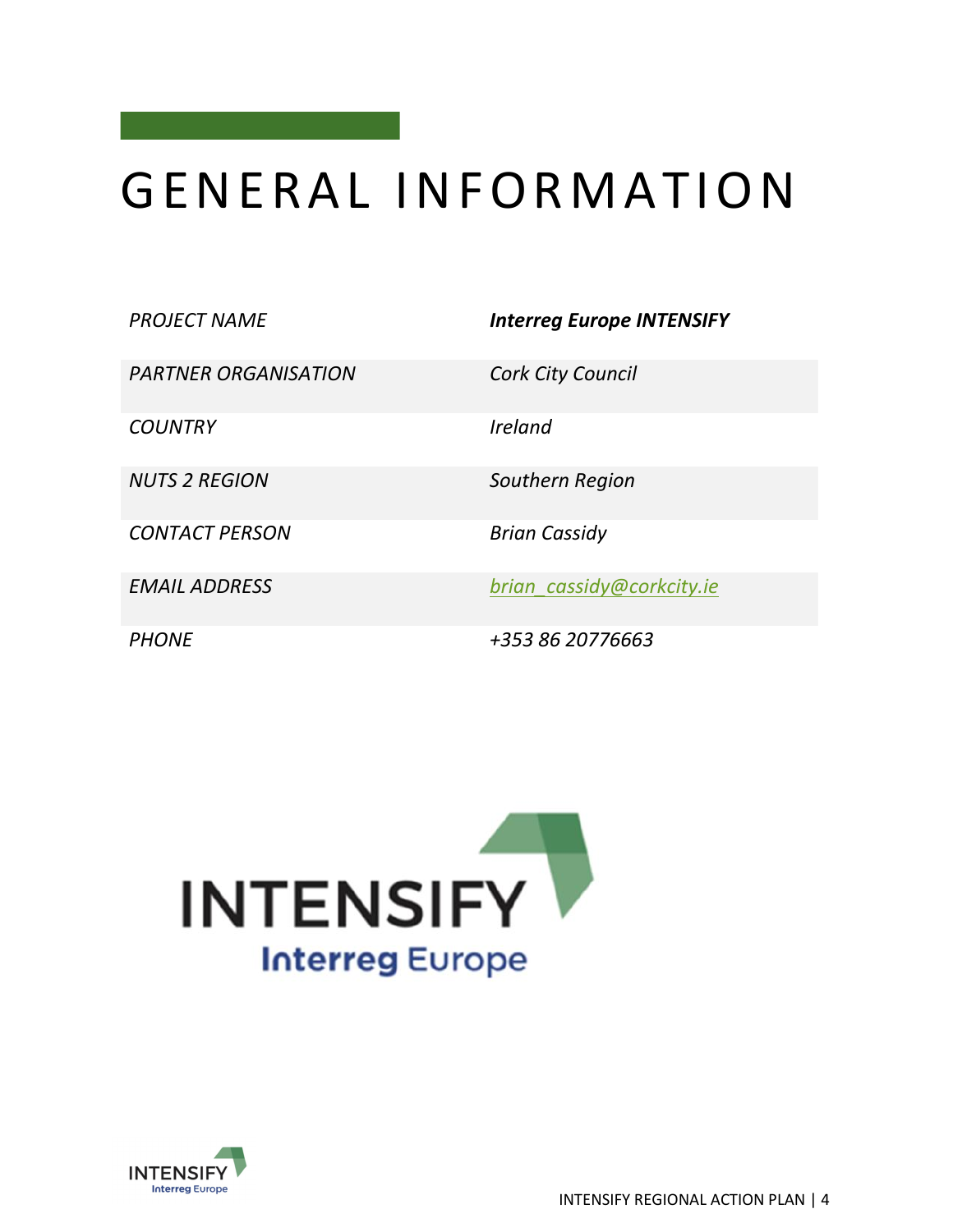# GENERAL INFORMATION

| | |
|---|---|
| *PROJECT NAME* | ***Interreg Europe INTENSIFY*** |
| *PARTNER ORGANISATION* | *Cork City Council* |
| *COUNTRY* | *Ireland* |
| *NUTS 2 REGION* | *Southern Region* |
| *CONTACT PERSON* | *Brian Cassidy* |
| *EMAIL ADDRESS* | *brian_cassidy@corkcity.ie* |
| *PHONE* | *+353 86 20776663* |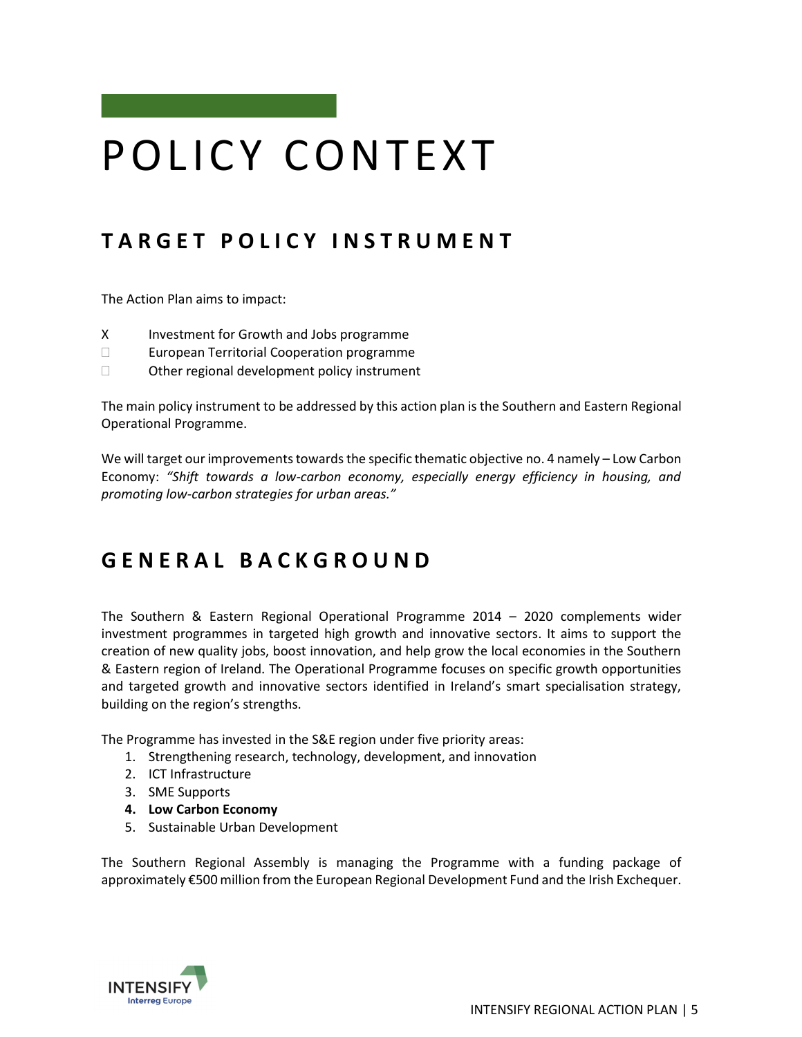# POLICY CONTEXT

## TARGET POLICY INSTRUMENT

The Action Plan aims to impact:

X Investment for Growth and Jobs programme

☐ European Territorial Cooperation programme

☐ Other regional development policy instrument

The main policy instrument to be addressed by this action plan is the Southern and Eastern Regional Operational Programme.

We will target our improvements towards the specific thematic objective no. 4 namely – Low Carbon Economy: *"Shift towards a low-carbon economy, especially energy efficiency in housing, and promoting low-carbon strategies for urban areas."*

## GENERAL BACKGROUND

The Southern & Eastern Regional Operational Programme 2014 – 2020 complements wider investment programmes in targeted high growth and innovative sectors. It aims to support the creation of new quality jobs, boost innovation, and help grow the local economies in the Southern & Eastern region of Ireland. The Operational Programme focuses on specific growth opportunities and targeted growth and innovative sectors identified in Ireland's smart specialisation strategy, building on the region's strengths.

The Programme has invested in the S&E region under five priority areas:

1. Strengthening research, technology, development, and innovation
2. ICT Infrastructure
3. SME Supports
4. **Low Carbon Economy**
5. Sustainable Urban Development

The Southern Regional Assembly is managing the Programme with a funding package of approximately €500 million from the European Regional Development Fund and the Irish Exchequer.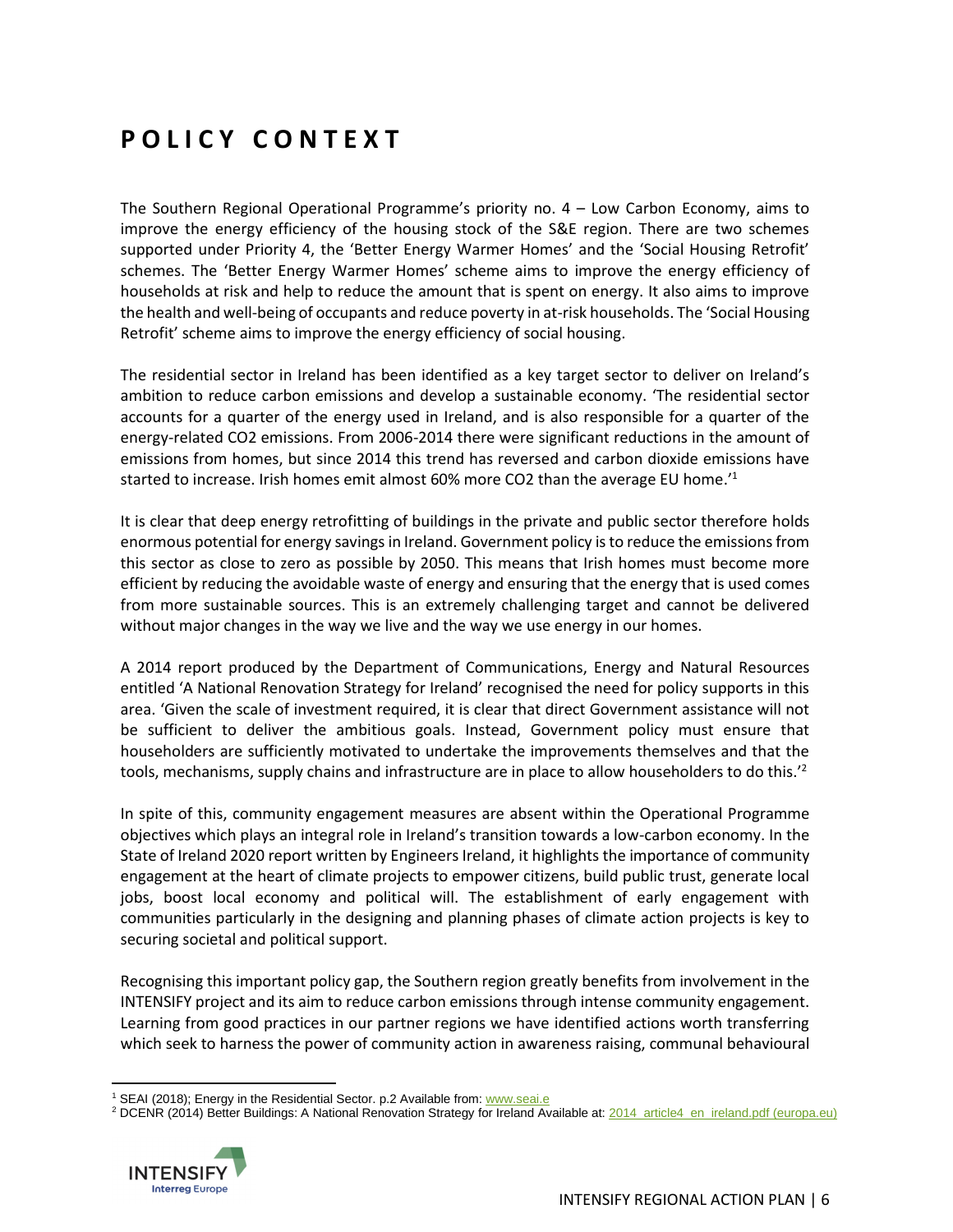# POLICY CONTEXT

The Southern Regional Operational Programme's priority no. 4 – Low Carbon Economy, aims to improve the energy efficiency of the housing stock of the S&E region. There are two schemes supported under Priority 4, the 'Better Energy Warmer Homes' and the 'Social Housing Retrofit' schemes. The 'Better Energy Warmer Homes' scheme aims to improve the energy efficiency of households at risk and help to reduce the amount that is spent on energy. It also aims to improve the health and well-being of occupants and reduce poverty in at-risk households. The 'Social Housing Retrofit' scheme aims to improve the energy efficiency of social housing.

The residential sector in Ireland has been identified as a key target sector to deliver on Ireland's ambition to reduce carbon emissions and develop a sustainable economy. 'The residential sector accounts for a quarter of the energy used in Ireland, and is also responsible for a quarter of the energy-related $CO_2$ emissions. From 2006-2014 there were significant reductions in the amount of emissions from homes, but since 2014 this trend has reversed and carbon dioxide emissions have started to increase. Irish homes emit almost 60% more $CO_2$ than the average EU home.'[1]

It is clear that deep energy retrofitting of buildings in the private and public sector therefore holds enormous potential for energy savings in Ireland. Government policy is to reduce the emissions from this sector as close to zero as possible by 2050. This means that Irish homes must become more efficient by reducing the avoidable waste of energy and ensuring that the energy that is used comes from more sustainable sources. This is an extremely challenging target and cannot be delivered without major changes in the way we live and the way we use energy in our homes.

A 2014 report produced by the Department of Communications, Energy and Natural Resources entitled 'A National Renovation Strategy for Ireland' recognised the need for policy supports in this area. 'Given the scale of investment required, it is clear that direct Government assistance will not be sufficient to deliver the ambitious goals. Instead, Government policy must ensure that householders are sufficiently motivated to undertake the improvements themselves and that the tools, mechanisms, supply chains and infrastructure are in place to allow householders to do this.'[2]

In spite of this, community engagement measures are absent within the Operational Programme objectives which plays an integral role in Ireland's transition towards a low-carbon economy. In the State of Ireland 2020 report written by Engineers Ireland, it highlights the importance of community engagement at the heart of climate projects to empower citizens, build public trust, generate local jobs, boost local economy and political will. The establishment of early engagement with communities particularly in the designing and planning phases of climate action projects is key to securing societal and political support.

Recognising this important policy gap, the Southern region greatly benefits from involvement in the INTENSIFY project and its aim to reduce carbon emissions through intense community engagement. Learning from good practices in our partner regions we have identified actions worth transferring which seek to harness the power of community action in awareness raising, communal behavioural

---

[1] SEAI (2018); Energy in the Residential Sector. p.2 Available from: www.seai.e

[2] DCENR (2014) Better Buildings: A National Renovation Strategy for Ireland Available at: 2014_article4_en_ireland.pdf (europa.eu)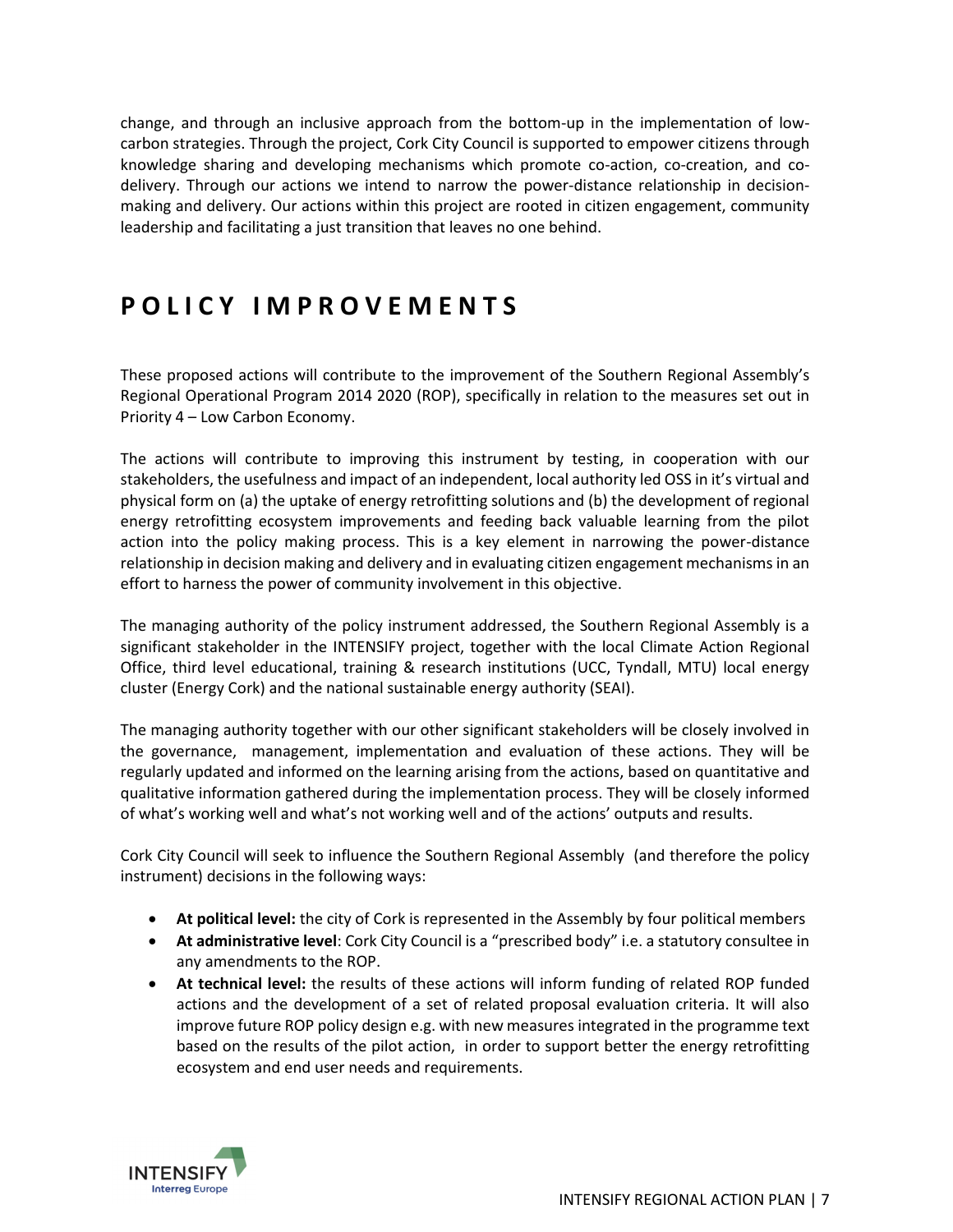change, and through an inclusive approach from the bottom-up in the implementation of low-carbon strategies. Through the project, Cork City Council is supported to empower citizens through knowledge sharing and developing mechanisms which promote co-action, co-creation, and co-delivery. Through our actions we intend to narrow the power-distance relationship in decision-making and delivery. Our actions within this project are rooted in citizen engagement, community leadership and facilitating a just transition that leaves no one behind.

# POLICY IMPROVEMENTS

These proposed actions will contribute to the improvement of the Southern Regional Assembly's Regional Operational Program 2014 2020 (ROP), specifically in relation to the measures set out in Priority 4 – Low Carbon Economy.

The actions will contribute to improving this instrument by testing, in cooperation with our stakeholders, the usefulness and impact of an independent, local authority led OSS in it's virtual and physical form on (a) the uptake of energy retrofitting solutions and (b) the development of regional energy retrofitting ecosystem improvements and feeding back valuable learning from the pilot action into the policy making process. This is a key element in narrowing the power-distance relationship in decision making and delivery and in evaluating citizen engagement mechanisms in an effort to harness the power of community involvement in this objective.

The managing authority of the policy instrument addressed, the Southern Regional Assembly is a significant stakeholder in the INTENSIFY project, together with the local Climate Action Regional Office, third level educational, training & research institutions (UCC, Tyndall, MTU) local energy cluster (Energy Cork) and the national sustainable energy authority (SEAI).

The managing authority together with our other significant stakeholders will be closely involved in the governance, management, implementation and evaluation of these actions. They will be regularly updated and informed on the learning arising from the actions, based on quantitative and qualitative information gathered during the implementation process. They will be closely informed of what's working well and what's not working well and of the actions' outputs and results.

Cork City Council will seek to influence the Southern Regional Assembly (and therefore the policy instrument) decisions in the following ways:

- **At political level:** the city of Cork is represented in the Assembly by four political members
- **At administrative level**: Cork City Council is a "prescribed body" i.e. a statutory consultee in any amendments to the ROP.
- **At technical level:** the results of these actions will inform funding of related ROP funded actions and the development of a set of related proposal evaluation criteria. It will also improve future ROP policy design e.g. with new measures integrated in the programme text based on the results of the pilot action, in order to support better the energy retrofitting ecosystem and end user needs and requirements.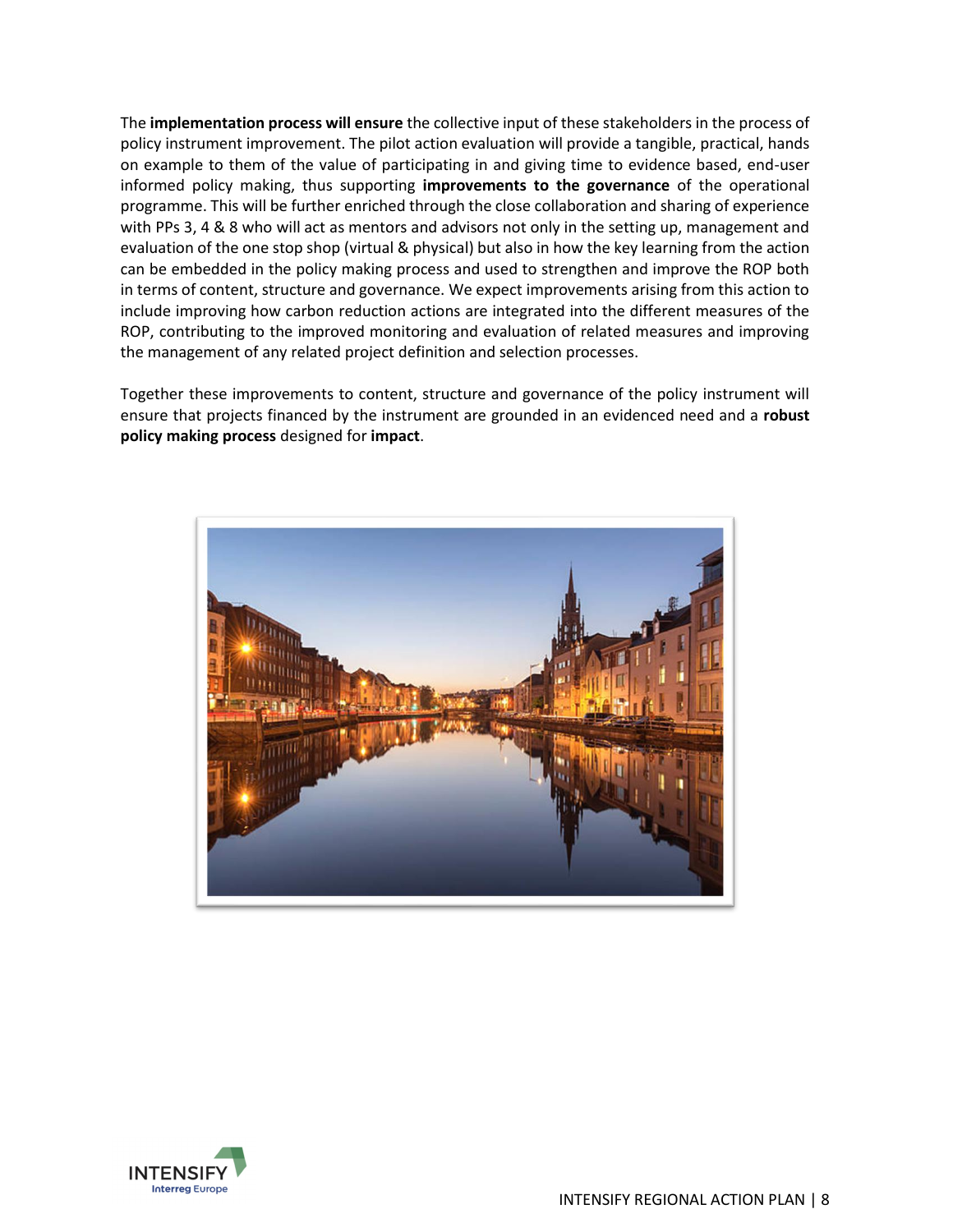The **implementation process will ensure** the collective input of these stakeholders in the process of policy instrument improvement. The pilot action evaluation will provide a tangible, practical, hands on example to them of the value of participating in and giving time to evidence based, end-user informed policy making, thus supporting **improvements to the governance** of the operational programme. This will be further enriched through the close collaboration and sharing of experience with PPs 3, 4 & 8 who will act as mentors and advisors not only in the setting up, management and evaluation of the one stop shop (virtual & physical) but also in how the key learning from the action can be embedded in the policy making process and used to strengthen and improve the ROP both in terms of content, structure and governance. We expect improvements arising from this action to include improving how carbon reduction actions are integrated into the different measures of the ROP, contributing to the improved monitoring and evaluation of related measures and improving the management of any related project definition and selection processes.

Together these improvements to content, structure and governance of the policy instrument will ensure that projects financed by the instrument are grounded in an evidenced need and a **robust policy making process** designed for **impact**.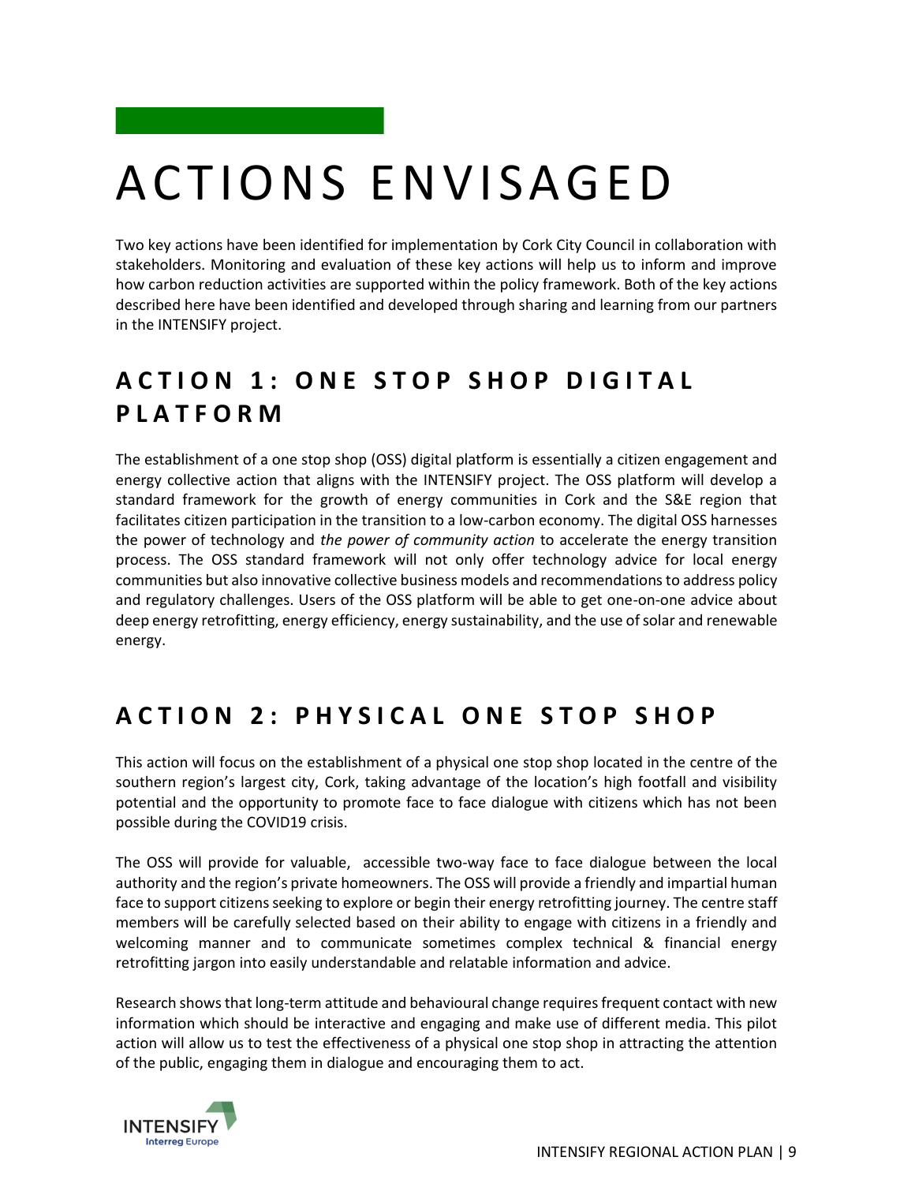# ACTIONS ENVISAGED

Two key actions have been identified for implementation by Cork City Council in collaboration with stakeholders. Monitoring and evaluation of these key actions will help us to inform and improve how carbon reduction activities are supported within the policy framework. Both of the key actions described here have been identified and developed through sharing and learning from our partners in the INTENSIFY project.

## ACTION 1: ONE STOP SHOP DIGITAL PLATFORM

The establishment of a one stop shop (OSS) digital platform is essentially a citizen engagement and energy collective action that aligns with the INTENSIFY project. The OSS platform will develop a standard framework for the growth of energy communities in Cork and the S&E region that facilitates citizen participation in the transition to a low-carbon economy. The digital OSS harnesses the power of technology and *the power of community action* to accelerate the energy transition process. The OSS standard framework will not only offer technology advice for local energy communities but also innovative collective business models and recommendations to address policy and regulatory challenges. Users of the OSS platform will be able to get one-on-one advice about deep energy retrofitting, energy efficiency, energy sustainability, and the use of solar and renewable energy.

## ACTION 2: PHYSICAL ONE STOP SHOP

This action will focus on the establishment of a physical one stop shop located in the centre of the southern region's largest city, Cork, taking advantage of the location's high footfall and visibility potential and the opportunity to promote face to face dialogue with citizens which has not been possible during the COVID19 crisis.

The OSS will provide for valuable, accessible two-way face to face dialogue between the local authority and the region's private homeowners. The OSS will provide a friendly and impartial human face to support citizens seeking to explore or begin their energy retrofitting journey. The centre staff members will be carefully selected based on their ability to engage with citizens in a friendly and welcoming manner and to communicate sometimes complex technical & financial energy retrofitting jargon into easily understandable and relatable information and advice.

Research shows that long-term attitude and behavioural change requires frequent contact with new information which should be interactive and engaging and make use of different media. This pilot action will allow us to test the effectiveness of a physical one stop shop in attracting the attention of the public, engaging them in dialogue and encouraging them to act.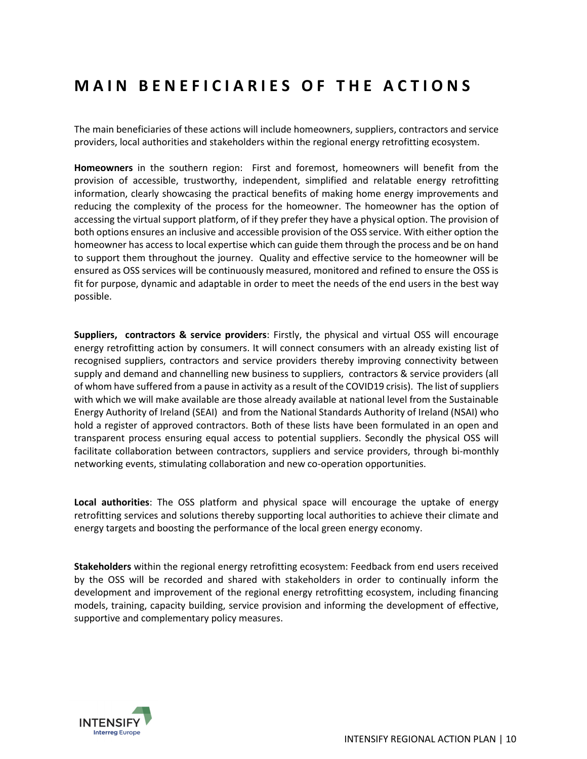# MAIN BENEFICIARIES OF THE ACTIONS

The main beneficiaries of these actions will include homeowners, suppliers, contractors and service providers, local authorities and stakeholders within the regional energy retrofitting ecosystem.

**Homeowners** in the southern region: First and foremost, homeowners will benefit from the provision of accessible, trustworthy, independent, simplified and relatable energy retrofitting information, clearly showcasing the practical benefits of making home energy improvements and reducing the complexity of the process for the homeowner. The homeowner has the option of accessing the virtual support platform, of if they prefer they have a physical option. The provision of both options ensures an inclusive and accessible provision of the OSS service. With either option the homeowner has access to local expertise which can guide them through the process and be on hand to support them throughout the journey. Quality and effective service to the homeowner will be ensured as OSS services will be continuously measured, monitored and refined to ensure the OSS is fit for purpose, dynamic and adaptable in order to meet the needs of the end users in the best way possible.

**Suppliers, contractors & service providers**: Firstly, the physical and virtual OSS will encourage energy retrofitting action by consumers. It will connect consumers with an already existing list of recognised suppliers, contractors and service providers thereby improving connectivity between supply and demand and channelling new business to suppliers, contractors & service providers (all of whom have suffered from a pause in activity as a result of the COVID19 crisis). The list of suppliers with which we will make available are those already available at national level from the Sustainable Energy Authority of Ireland (SEAI) and from the National Standards Authority of Ireland (NSAI) who hold a register of approved contractors. Both of these lists have been formulated in an open and transparent process ensuring equal access to potential suppliers. Secondly the physical OSS will facilitate collaboration between contractors, suppliers and service providers, through bi-monthly networking events, stimulating collaboration and new co-operation opportunities.

**Local authorities**: The OSS platform and physical space will encourage the uptake of energy retrofitting services and solutions thereby supporting local authorities to achieve their climate and energy targets and boosting the performance of the local green energy economy.

**Stakeholders** within the regional energy retrofitting ecosystem: Feedback from end users received by the OSS will be recorded and shared with stakeholders in order to continually inform the development and improvement of the regional energy retrofitting ecosystem, including financing models, training, capacity building, service provision and informing the development of effective, supportive and complementary policy measures.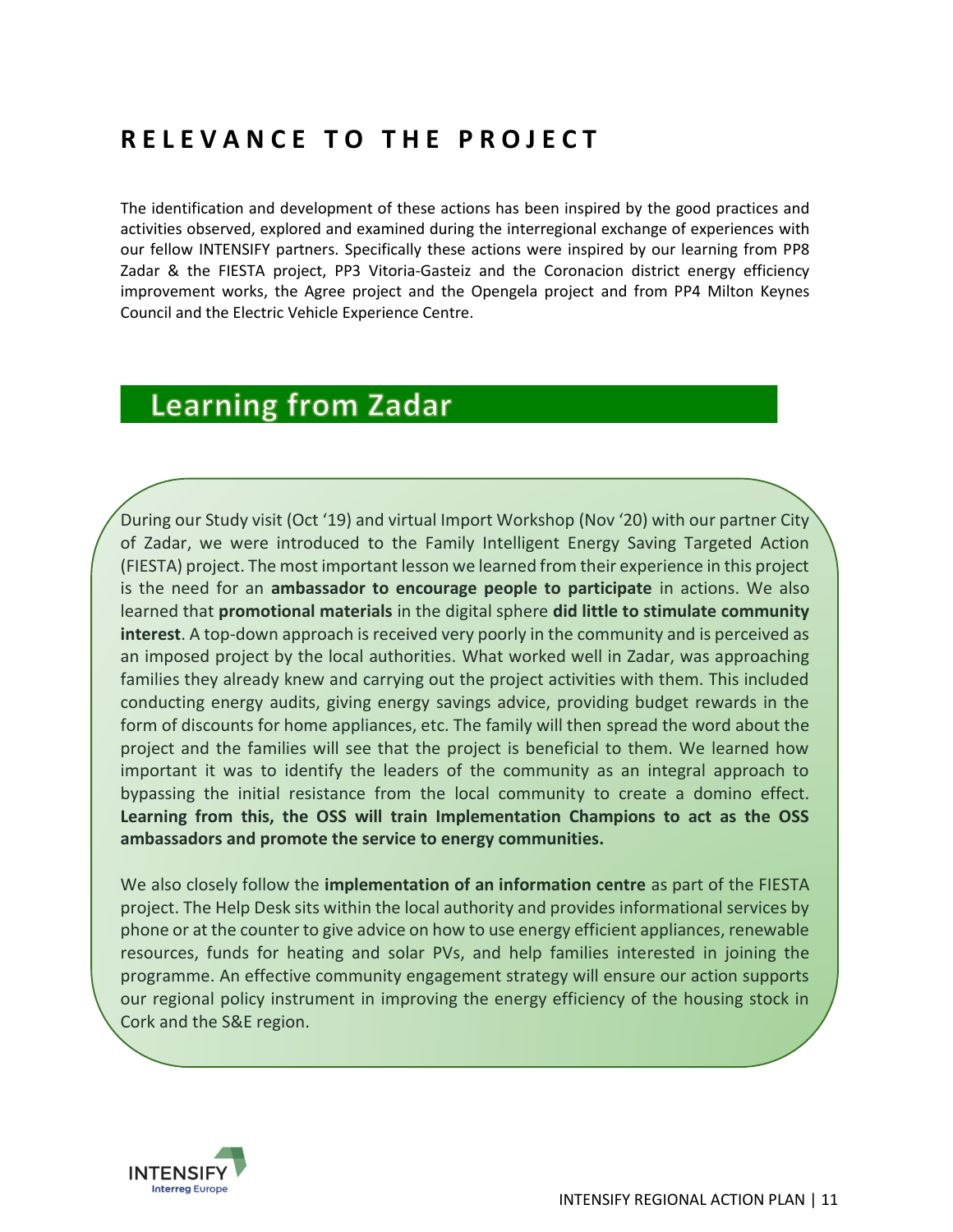# RELEVANCE TO THE PROJECT

The identification and development of these actions has been inspired by the good practices and activities observed, explored and examined during the interregional exchange of experiences with our fellow INTENSIFY partners. Specifically these actions were inspired by our learning from PP8 Zadar & the FIESTA project, PP3 Vitoria-Gasteiz and the Coronacion district energy efficiency improvement works, the Agree project and the Opengela project and from PP4 Milton Keynes Council and the Electric Vehicle Experience Centre.

## Learning from Zadar

During our Study visit (Oct '19) and virtual Import Workshop (Nov '20) with our partner City of Zadar, we were introduced to the Family Intelligent Energy Saving Targeted Action (FIESTA) project. The most important lesson we learned from their experience in this project is the need for an **ambassador to encourage people to participate** in actions. We also learned that **promotional materials** in the digital sphere **did little to stimulate community interest**. A top-down approach is received very poorly in the community and is perceived as an imposed project by the local authorities. What worked well in Zadar, was approaching families they already knew and carrying out the project activities with them. This included conducting energy audits, giving energy savings advice, providing budget rewards in the form of discounts for home appliances, etc. The family will then spread the word about the project and the families will see that the project is beneficial to them. We learned how important it was to identify the leaders of the community as an integral approach to bypassing the initial resistance from the local community to create a domino effect. **Learning from this, the OSS will train Implementation Champions to act as the OSS ambassadors and promote the service to energy communities.**

We also closely follow the **implementation of an information centre** as part of the FIESTA project. The Help Desk sits within the local authority and provides informational services by phone or at the counter to give advice on how to use energy efficient appliances, renewable resources, funds for heating and solar PVs, and help families interested in joining the programme. An effective community engagement strategy will ensure our action supports our regional policy instrument in improving the energy efficiency of the housing stock in Cork and the S&E region.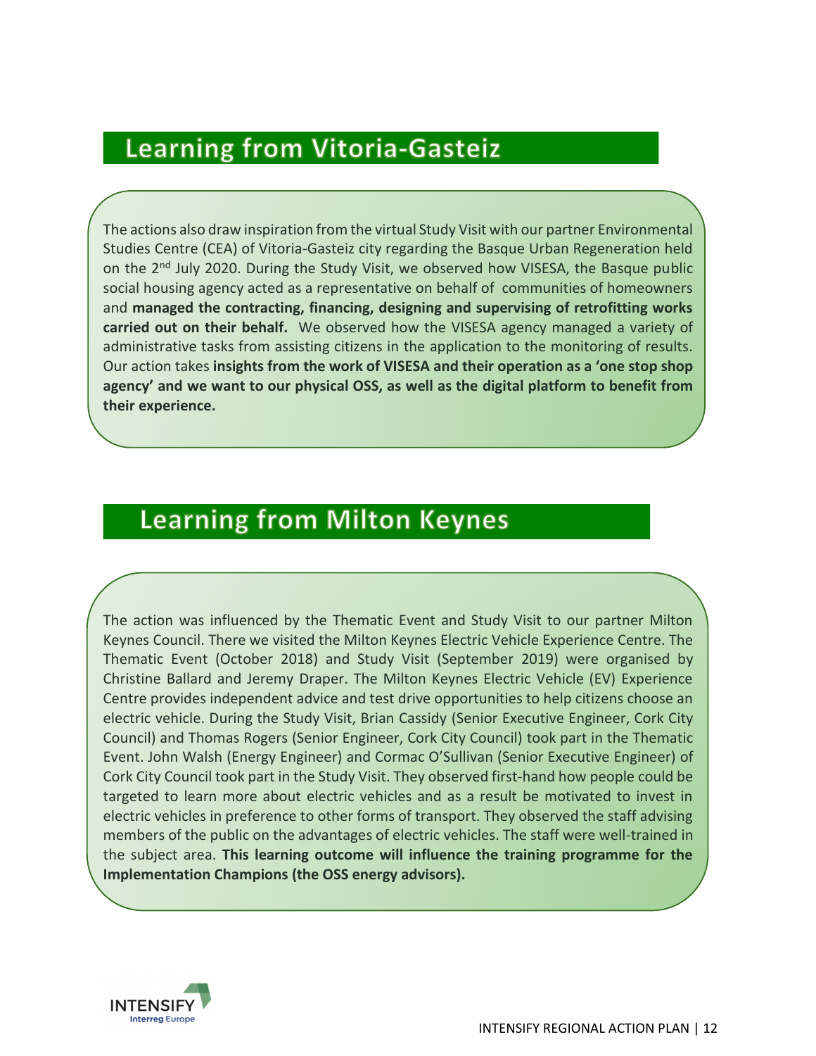## Learning from Vitoria-Gasteiz

The actions also draw inspiration from the virtual Study Visit with our partner Environmental Studies Centre (CEA) of Vitoria-Gasteiz city regarding the Basque Urban Regeneration held on the 2nd July 2020. During the Study Visit, we observed how VISESA, the Basque public social housing agency acted as a representative on behalf of communities of homeowners and **managed the contracting, financing, designing and supervising of retrofitting works carried out on their behalf.** We observed how the VISESA agency managed a variety of administrative tasks from assisting citizens in the application to the monitoring of results. Our action takes **insights from the work of VISESA and their operation as a 'one stop shop agency' and we want to our physical OSS, as well as the digital platform to benefit from their experience.**

## Learning from Milton Keynes

The action was influenced by the Thematic Event and Study Visit to our partner Milton Keynes Council. There we visited the Milton Keynes Electric Vehicle Experience Centre. The Thematic Event (October 2018) and Study Visit (September 2019) were organised by Christine Ballard and Jeremy Draper. The Milton Keynes Electric Vehicle (EV) Experience Centre provides independent advice and test drive opportunities to help citizens choose an electric vehicle. During the Study Visit, Brian Cassidy (Senior Executive Engineer, Cork City Council) and Thomas Rogers (Senior Engineer, Cork City Council) took part in the Thematic Event. John Walsh (Energy Engineer) and Cormac O'Sullivan (Senior Executive Engineer) of Cork City Council took part in the Study Visit. They observed first-hand how people could be targeted to learn more about electric vehicles and as a result be motivated to invest in electric vehicles in preference to other forms of transport. They observed the staff advising members of the public on the advantages of electric vehicles. The staff were well-trained in the subject area. **This learning outcome will influence the training programme for the Implementation Champions (the OSS energy advisors).**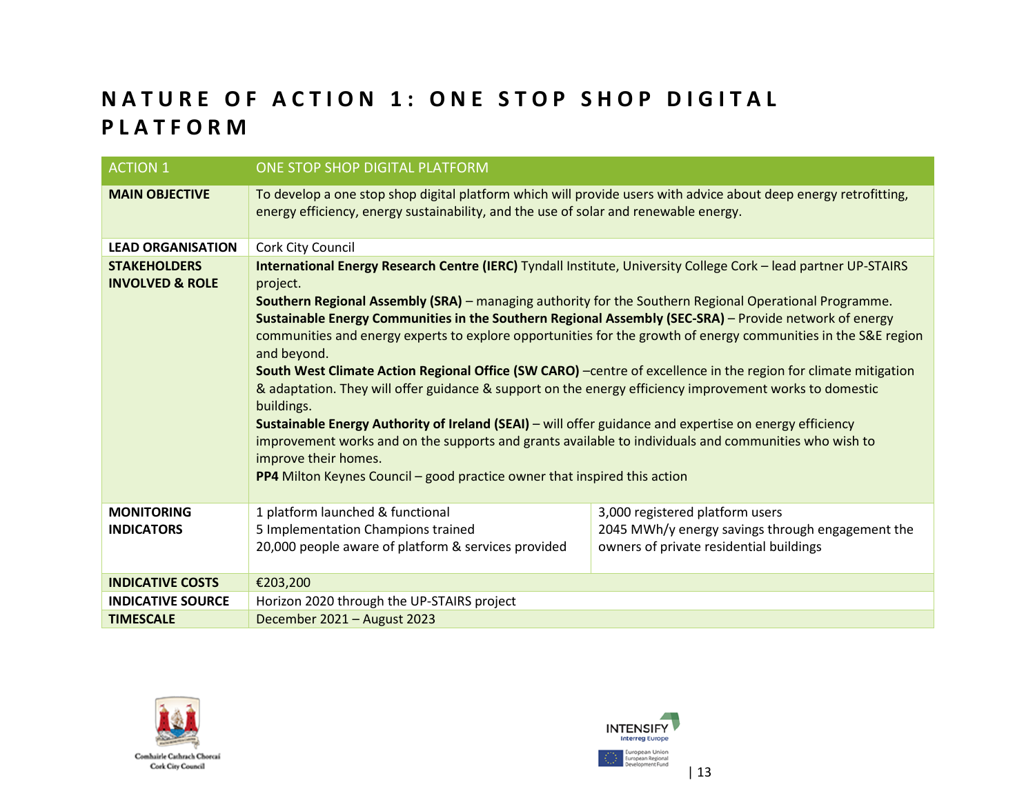# NATURE OF ACTION 1: ONE STOP SHOP DIGITAL PLATFORM

| ACTION 1 | ONE STOP SHOP DIGITAL PLATFORM | |
|---|---|---|
| **MAIN OBJECTIVE** | To develop a one stop shop digital platform which will provide users with advice about deep energy retrofitting, energy efficiency, energy sustainability, and the use of solar and renewable energy. | |
| **LEAD ORGANISATION** | Cork City Council | |
| **STAKEHOLDERS INVOLVED & ROLE** | **International Energy Research Centre (IERC)** Tyndall Institute, University College Cork – lead partner UP-STAIRS project.<br>**Southern Regional Assembly (SRA)** – managing authority for the Southern Regional Operational Programme.<br>**Sustainable Energy Communities in the Southern Regional Assembly (SEC-SRA)** – Provide network of energy communities and energy experts to explore opportunities for the growth of energy communities in the S&E region and beyond.<br>**South West Climate Action Regional Office (SW CARO)** –centre of excellence in the region for climate mitigation & adaptation. They will offer guidance & support on the energy efficiency improvement works to domestic buildings.<br>**Sustainable Energy Authority of Ireland (SEAI)** – will offer guidance and expertise on energy efficiency improvement works and on the supports and grants available to individuals and communities who wish to improve their homes.<br>**PP4** Milton Keynes Council – good practice owner that inspired this action | |
| **MONITORING INDICATORS** | 1 platform launched & functional<br>5 Implementation Champions trained<br>20,000 people aware of platform & services provided | 3,000 registered platform users<br>2045 MWh/y energy savings through engagement the owners of private residential buildings |
| **INDICATIVE COSTS** | €203,200 | |
| **INDICATIVE SOURCE** | Horizon 2020 through the UP-STAIRS project | |
| **TIMESCALE** | December 2021 – August 2023 | |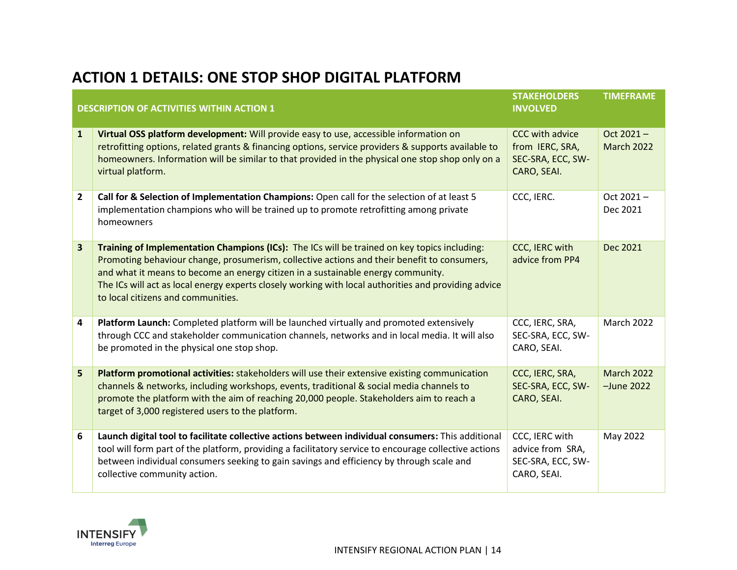## ACTION 1 DETAILS: ONE STOP SHOP DIGITAL PLATFORM

| | DESCRIPTION OF ACTIVITIES WITHIN ACTION 1 | STAKEHOLDERS INVOLVED | TIMEFRAME |
|---|---|---|---|
| **1** | **Virtual OSS platform development:** Will provide easy to use, accessible information on retrofitting options, related grants & financing options, service providers & supports available to homeowners. Information will be similar to that provided in the physical one stop shop only on a virtual platform. | CCC with advice from IERC, SRA, SEC-SRA, ECC, SW-CARO, SEAI. | Oct 2021 – March 2022 |
| **2** | **Call for & Selection of Implementation Champions:** Open call for the selection of at least 5 implementation champions who will be trained up to promote retrofitting among private homeowners | CCC, IERC. | Oct 2021 – Dec 2021 |
| **3** | **Training of Implementation Champions (ICs):** The ICs will be trained on key topics including: Promoting behaviour change, prosumerism, collective actions and their benefit to consumers, and what it means to become an energy citizen in a sustainable energy community. The ICs will act as local energy experts closely working with local authorities and providing advice to local citizens and communities. | CCC, IERC with advice from PP4 | Dec 2021 |
| **4** | **Platform Launch:** Completed platform will be launched virtually and promoted extensively through CCC and stakeholder communication channels, networks and in local media. It will also be promoted in the physical one stop shop. | CCC, IERC, SRA, SEC-SRA, ECC, SW-CARO, SEAI. | March 2022 |
| **5** | **Platform promotional activities:** stakeholders will use their extensive existing communication channels & networks, including workshops, events, traditional & social media channels to promote the platform with the aim of reaching 20,000 people. Stakeholders aim to reach a target of 3,000 registered users to the platform. | CCC, IERC, SRA, SEC-SRA, ECC, SW-CARO, SEAI. | March 2022 –June 2022 |
| **6** | **Launch digital tool to facilitate collective actions between individual consumers:** This additional tool will form part of the platform, providing a facilitatory service to encourage collective actions between individual consumers seeking to gain savings and efficiency by through scale and collective community action. | CCC, IERC with advice from SRA, SEC-SRA, ECC, SW-CARO, SEAI. | May 2022 |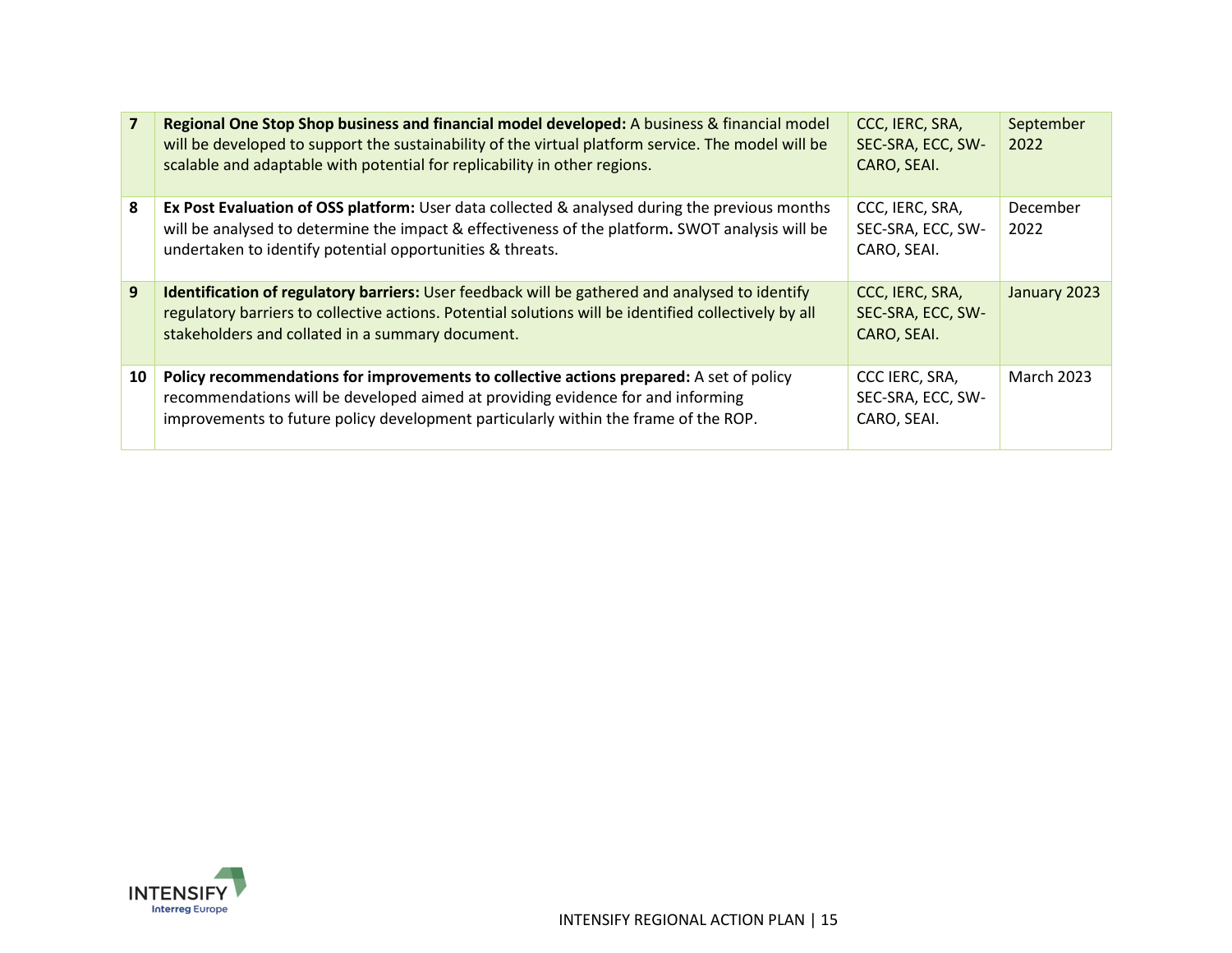| | | | |
|---|---|---|---|
| **7** | **Regional One Stop Shop business and financial model developed:** A business & financial model will be developed to support the sustainability of the virtual platform service. The model will be scalable and adaptable with potential for replicability in other regions. | CCC, IERC, SRA, SEC-SRA, ECC, SW-CARO, SEAI. | September 2022 |
| **8** | **Ex Post Evaluation of OSS platform:** User data collected & analysed during the previous months will be analysed to determine the impact & effectiveness of the platform**.** SWOT analysis will be undertaken to identify potential opportunities & threats. | CCC, IERC, SRA, SEC-SRA, ECC, SW-CARO, SEAI. | December 2022 |
| **9** | **Identification of regulatory barriers:** User feedback will be gathered and analysed to identify regulatory barriers to collective actions. Potential solutions will be identified collectively by all stakeholders and collated in a summary document. | CCC, IERC, SRA, SEC-SRA, ECC, SW-CARO, SEAI. | January 2023 |
| **10** | **Policy recommendations for improvements to collective actions prepared:** A set of policy recommendations will be developed aimed at providing evidence for and informing improvements to future policy development particularly within the frame of the ROP. | CCC IERC, SRA, SEC-SRA, ECC, SW-CARO, SEAI. | March 2023 |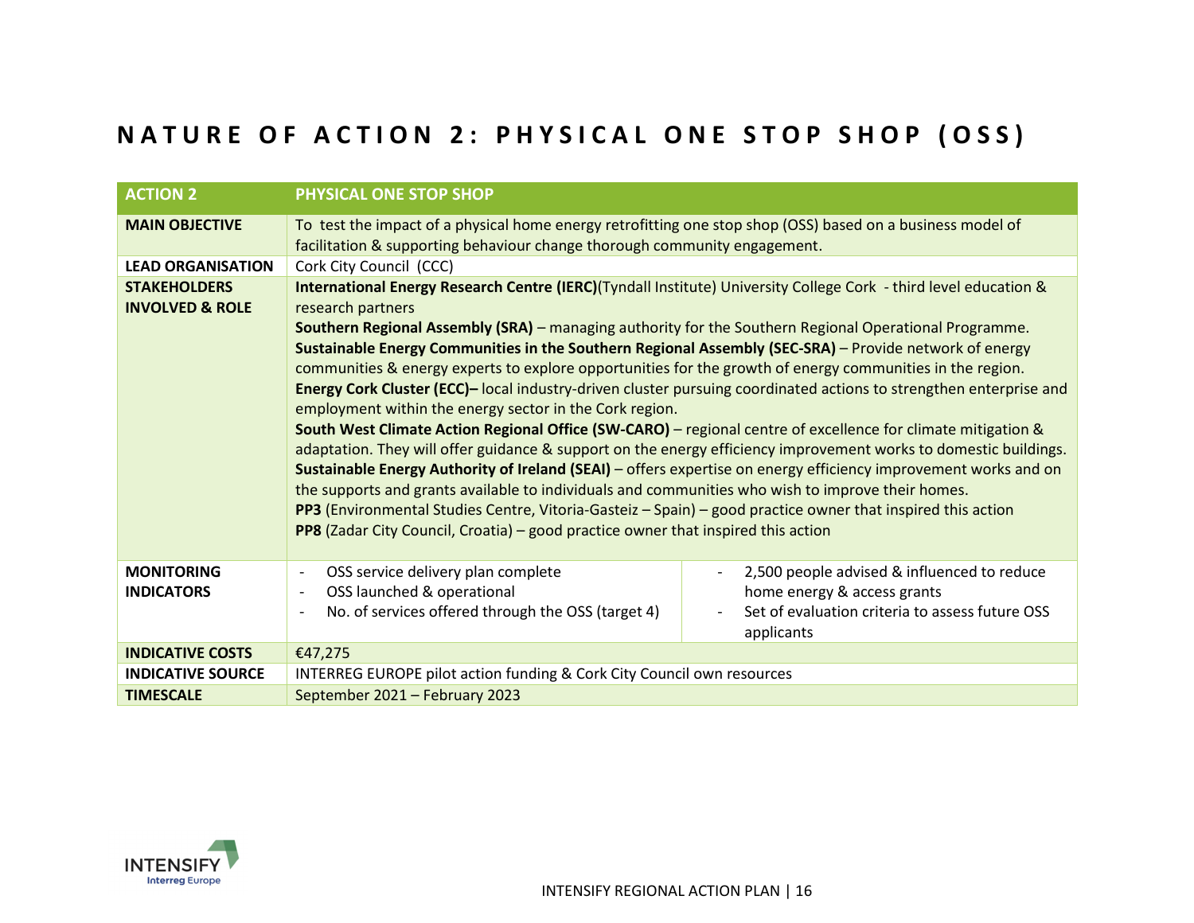# NATURE OF ACTION 2: PHYSICAL ONE STOP SHOP (OSS)

| **ACTION 2** | **PHYSICAL ONE STOP SHOP** | |
|---|---|---|
| **MAIN OBJECTIVE** | To test the impact of a physical home energy retrofitting one stop shop (OSS) based on a business model of facilitation & supporting behaviour change thorough community engagement. | |
| **LEAD ORGANISATION** | Cork City Council (CCC) | |
| **STAKEHOLDERS INVOLVED & ROLE** | **International Energy Research Centre (IERC)**(Tyndall Institute) University College Cork - third level education & research partners<br>**Southern Regional Assembly (SRA)** – managing authority for the Southern Regional Operational Programme.<br>**Sustainable Energy Communities in the Southern Regional Assembly (SEC-SRA)** – Provide network of energy communities & energy experts to explore opportunities for the growth of energy communities in the region.<br>**Energy Cork Cluster (ECC)–** local industry-driven cluster pursuing coordinated actions to strengthen enterprise and employment within the energy sector in the Cork region.<br>**South West Climate Action Regional Office (SW-CARO)** – regional centre of excellence for climate mitigation & adaptation. They will offer guidance & support on the energy efficiency improvement works to domestic buildings.<br>**Sustainable Energy Authority of Ireland (SEAI)** – offers expertise on energy efficiency improvement works and on the supports and grants available to individuals and communities who wish to improve their homes.<br>**PP3** (Environmental Studies Centre, Vitoria-Gasteiz – Spain) – good practice owner that inspired this action<br>**PP8** (Zadar City Council, Croatia) – good practice owner that inspired this action | |
| **MONITORING INDICATORS** | - OSS service delivery plan complete<br>- OSS launched & operational<br>- No. of services offered through the OSS (target 4) | - 2,500 people advised & influenced to reduce home energy & access grants<br>- Set of evaluation criteria to assess future OSS applicants |
| **INDICATIVE COSTS** | €47,275 | |
| **INDICATIVE SOURCE** | INTERREG EUROPE pilot action funding & Cork City Council own resources | |
| **TIMESCALE** | September 2021 – February 2023 | |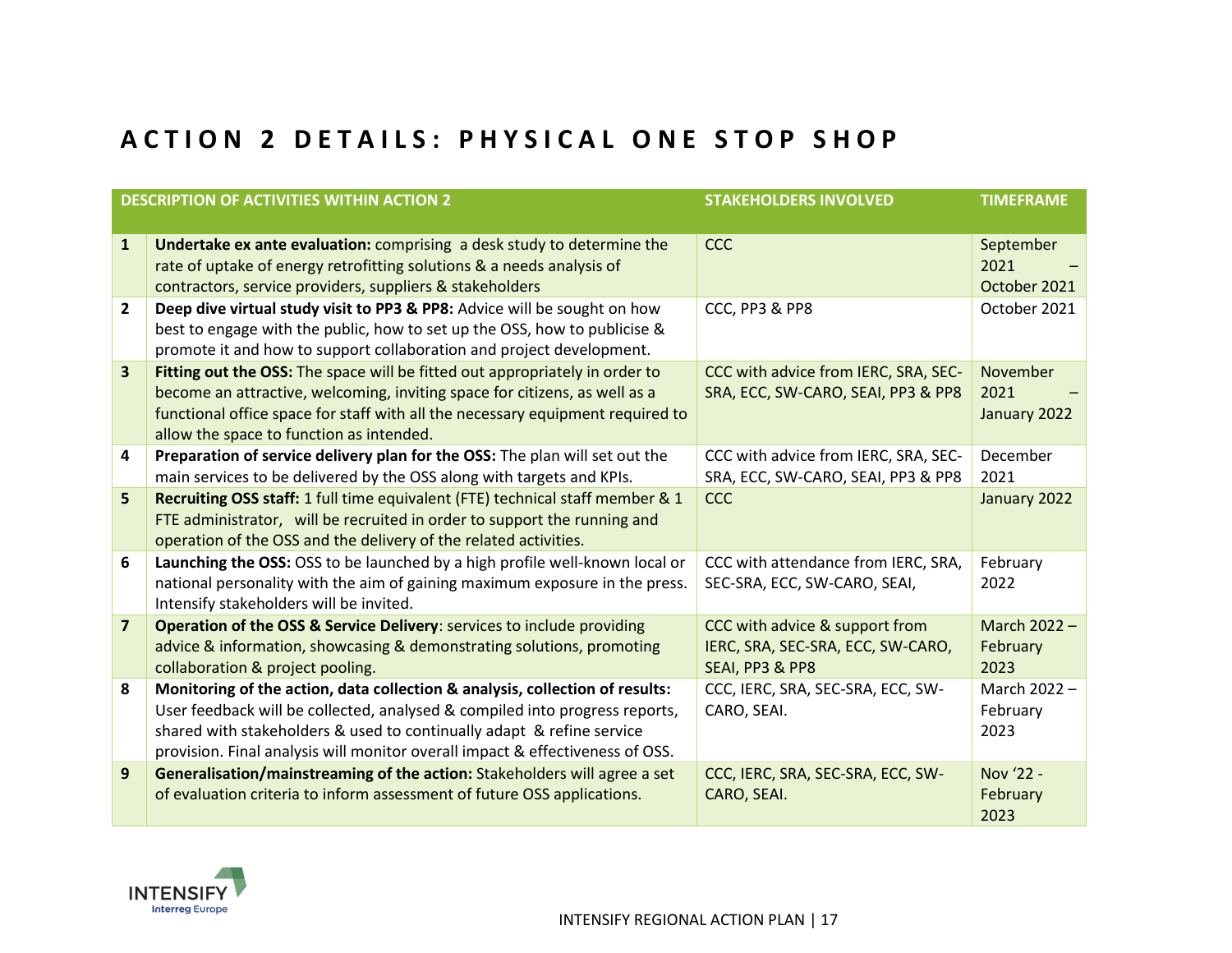# ACTION 2 DETAILS: PHYSICAL ONE STOP SHOP

| | DESCRIPTION OF ACTIVITIES WITHIN ACTION 2 | STAKEHOLDERS INVOLVED | TIMEFRAME |
|---|---|---|---|
| 1 | **Undertake ex ante evaluation:** comprising a desk study to determine the rate of uptake of energy retrofitting solutions & a needs analysis of contractors, service providers, suppliers & stakeholders | CCC | September 2021 – October 2021 |
| 2 | **Deep dive virtual study visit to PP3 & PP8:** Advice will be sought on how best to engage with the public, how to set up the OSS, how to publicise & promote it and how to support collaboration and project development. | CCC, PP3 & PP8 | October 2021 |
| 3 | **Fitting out the OSS:** The space will be fitted out appropriately in order to become an attractive, welcoming, inviting space for citizens, as well as a functional office space for staff with all the necessary equipment required to allow the space to function as intended. | CCC with advice from IERC, SRA, SEC-SRA, ECC, SW-CARO, SEAI, PP3 & PP8 | November 2021 – January 2022 |
| 4 | **Preparation of service delivery plan for the OSS:** The plan will set out the main services to be delivered by the OSS along with targets and KPIs. | CCC with advice from IERC, SRA, SEC-SRA, ECC, SW-CARO, SEAI, PP3 & PP8 | December 2021 |
| 5 | **Recruiting OSS staff:** 1 full time equivalent (FTE) technical staff member & 1 FTE administrator, will be recruited in order to support the running and operation of the OSS and the delivery of the related activities. | CCC | January 2022 |
| 6 | **Launching the OSS:** OSS to be launched by a high profile well-known local or national personality with the aim of gaining maximum exposure in the press. Intensify stakeholders will be invited. | CCC with attendance from IERC, SRA, SEC-SRA, ECC, SW-CARO, SEAI, | February 2022 |
| 7 | **Operation of the OSS & Service Delivery**: services to include providing advice & information, showcasing & demonstrating solutions, promoting collaboration & project pooling. | CCC with advice & support from IERC, SRA, SEC-SRA, ECC, SW-CARO, SEAI, PP3 & PP8 | March 2022 – February 2023 |
| 8 | **Monitoring of the action, data collection & analysis, collection of results:** User feedback will be collected, analysed & compiled into progress reports, shared with stakeholders & used to continually adapt & refine service provision. Final analysis will monitor overall impact & effectiveness of OSS. | CCC, IERC, SRA, SEC-SRA, ECC, SW-CARO, SEAI. | March 2022 – February 2023 |
| 9 | **Generalisation/mainstreaming of the action:** Stakeholders will agree a set of evaluation criteria to inform assessment of future OSS applications. | CCC, IERC, SRA, SEC-SRA, ECC, SW-CARO, SEAI. | Nov '22 - February 2023 |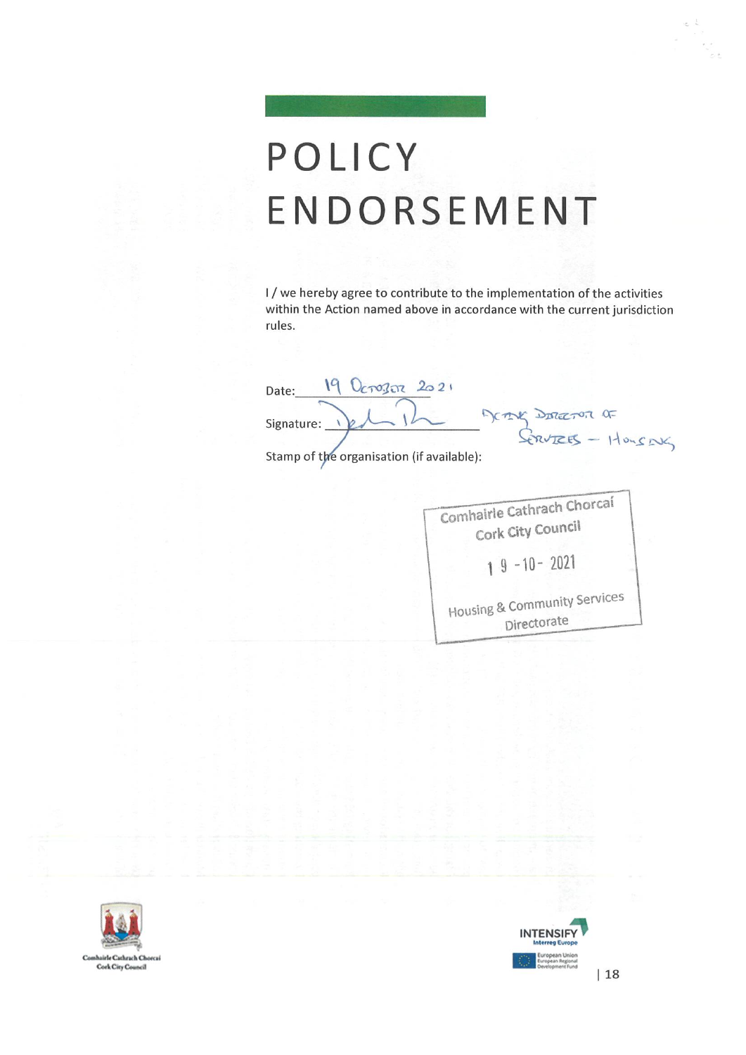# POLICY ENDORSEMENT

I / we hereby agree to contribute to the implementation of the activities within the Action named above in accordance with the current jurisdiction rules.

Date: 19 October 2021

Signature: Acting Director of Services – Housing

Stamp of the organisation (if available):

Comhairle Cathrach Chorcaí
Cork City Council
19 -10- 2021
Housing & Community Services Directorate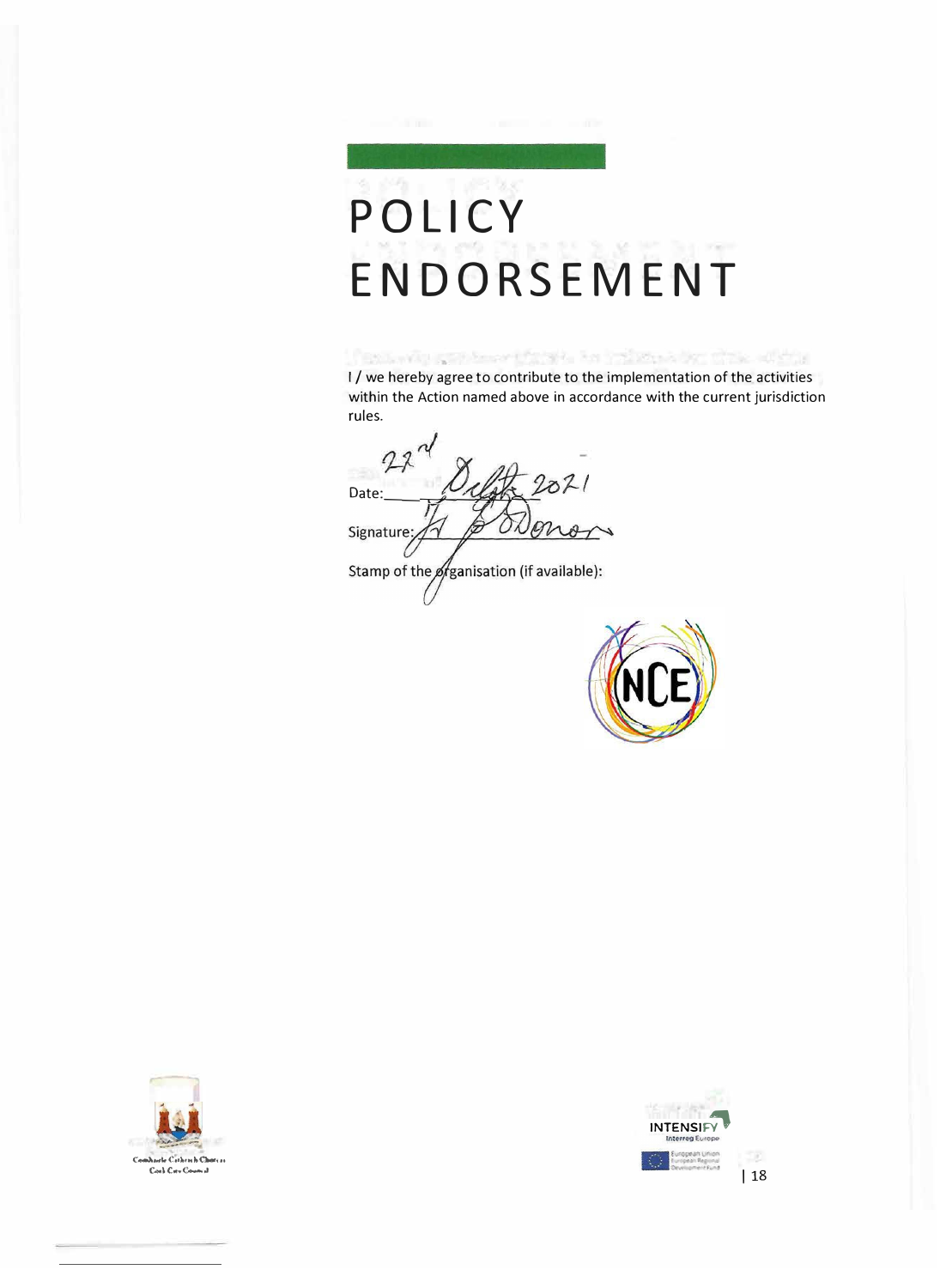# POLICY ENDORSEMENT

I / we hereby agree to contribute to the implementation of the activities within the Action named above in accordance with the current jurisdiction rules.

Date: 22nd Dec 2021

Signature: F. O'Donovan

Stamp of the organisation (if available):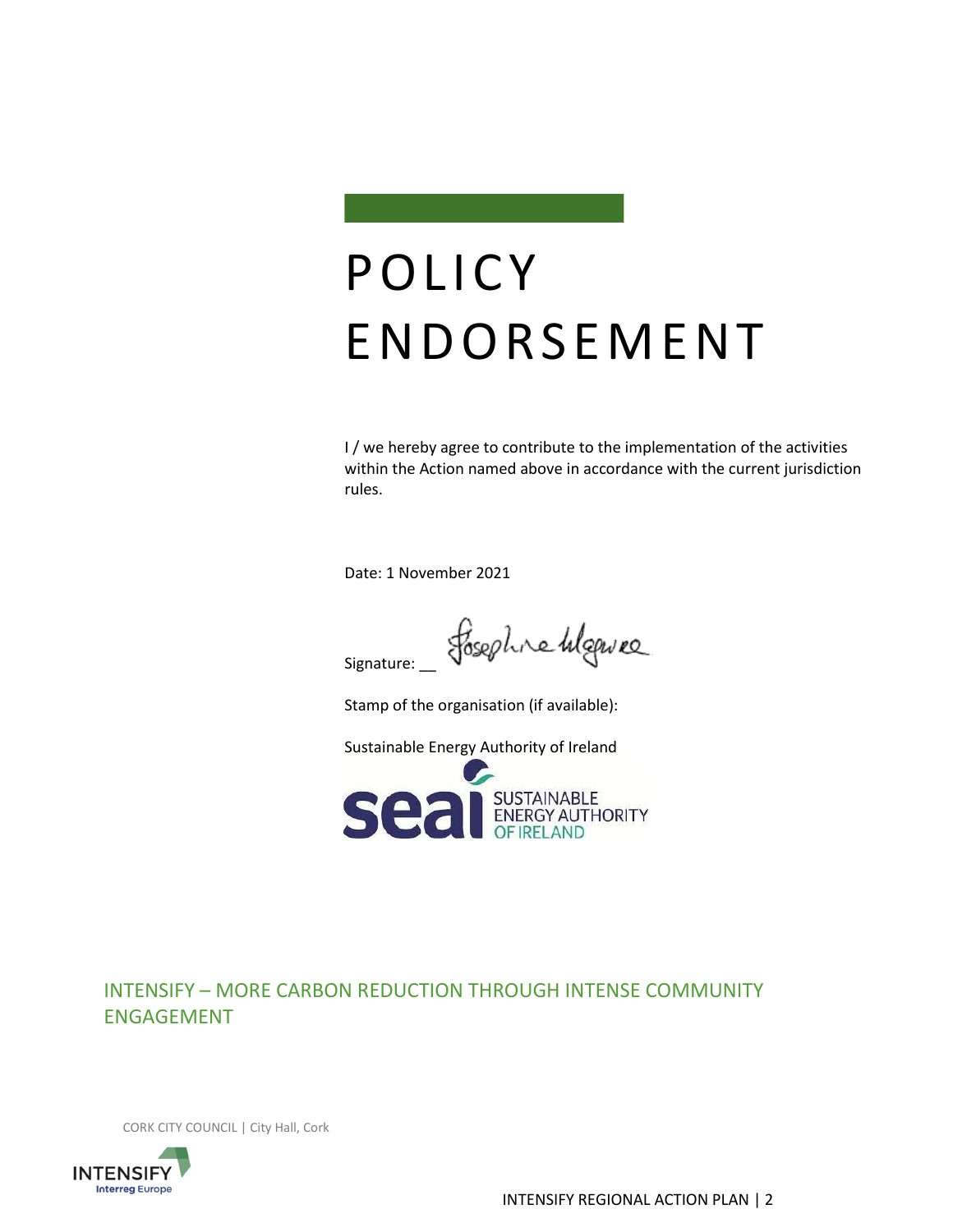# POLICY ENDORSEMENT

I / we hereby agree to contribute to the implementation of the activities within the Action named above in accordance with the current jurisdiction rules.

Date: 1 November 2021

Signature: __

Stamp of the organisation (if available):

Sustainable Energy Authority of Ireland

SEAI SUSTAINABLE ENERGY AUTHORITY OF IRELAND

INTENSIFY – MORE CARBON REDUCTION THROUGH INTENSE COMMUNITY ENGAGEMENT

CORK CITY COUNCIL | City Hall, Cork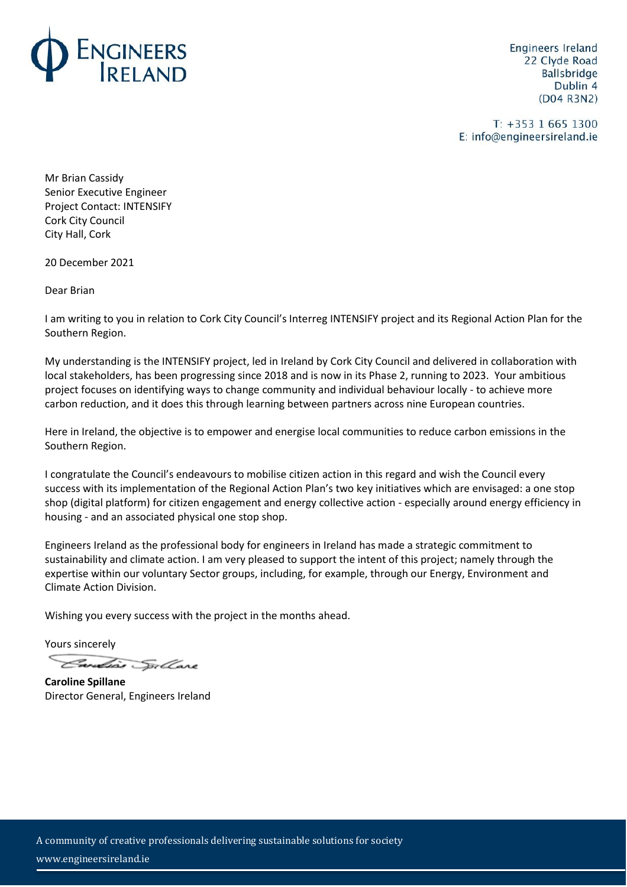ENGINEERS IRELAND

Engineers Ireland
22 Clyde Road
Ballsbridge
Dublin 4
(D04 R3N2)

T: +353 1 665 1300
E: info@engineersireland.ie

Mr Brian Cassidy
Senior Executive Engineer
Project Contact: INTENSIFY
Cork City Council
City Hall, Cork

20 December 2021

Dear Brian

I am writing to you in relation to Cork City Council's Interreg INTENSIFY project and its Regional Action Plan for the Southern Region.

My understanding is the INTENSIFY project, led in Ireland by Cork City Council and delivered in collaboration with local stakeholders, has been progressing since 2018 and is now in its Phase 2, running to 2023. Your ambitious project focuses on identifying ways to change community and individual behaviour locally - to achieve more carbon reduction, and it does this through learning between partners across nine European countries.

Here in Ireland, the objective is to empower and energise local communities to reduce carbon emissions in the Southern Region.

I congratulate the Council's endeavours to mobilise citizen action in this regard and wish the Council every success with its implementation of the Regional Action Plan's two key initiatives which are envisaged: a one stop shop (digital platform) for citizen engagement and energy collective action - especially around energy efficiency in housing - and an associated physical one stop shop.

Engineers Ireland as the professional body for engineers in Ireland has made a strategic commitment to sustainability and climate action. I am very pleased to support the intent of this project; namely through the expertise within our voluntary Sector groups, including, for example, through our Energy, Environment and Climate Action Division.

Wishing you every success with the project in the months ahead.

Yours sincerely

**Caroline Spillane**
Director General, Engineers Ireland

A community of creative professionals delivering sustainable solutions for society
www.engineersireland.ie